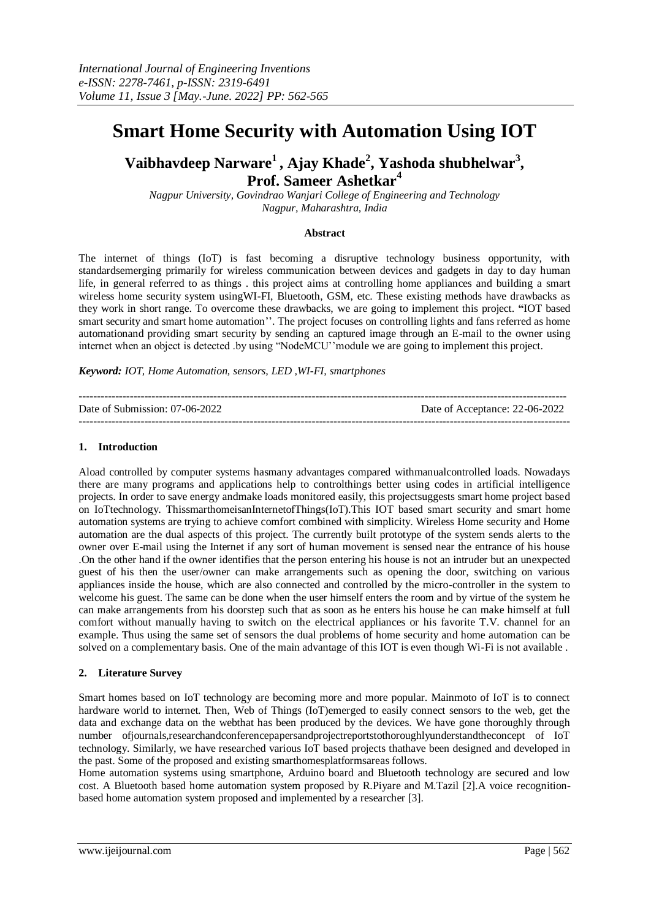# Smart Home Security with Automation Using IOT

**Vaibhavdeep Narware[1] , Ajay Khade[2], Yashoda shubhelwar[3], Prof. Sameer Ashetkar[4]**

*Nagpur University, Govindrao Wanjari College of Engineering and Technology*
*Nagpur, Maharashtra, India*

### Abstract

The internet of things (IoT) is fast becoming a disruptive technology business opportunity, with standardsemerging primarily for wireless communication between devices and gadgets in day to day human life, in general referred to as things . this project aims at controlling home appliances and building a smart wireless home security system usingWI-FI, Bluetooth, GSM, etc. These existing methods have drawbacks as they work in short range. To overcome these drawbacks, we are going to implement this project. **"**IOT based smart security and smart home automation''. The project focuses on controlling lights and fans referred as home automationand providing smart security by sending an captured image through an E-mail to the owner using internet when an object is detected .by using "NodeMCU''module we are going to implement this project.

***Keyword:*** *IOT, Home Automation, sensors, LED ,WI-FI, smartphones*

---

Date of Submission: 07-06-2022 Date of Acceptance: 22-06-2022

---

## 1. Introduction

Aload controlled by computer systems hasmany advantages compared withmanualcontrolled loads. Nowadays there are many programs and applications help to controlthings better using codes in artificial intelligence projects. In order to save energy andmake loads monitored easily, this projectsuggests smart home project based on IoTtechnology. ThissmarthomeisanInternetofThings(IoT).This IOT based smart security and smart home automation systems are trying to achieve comfort combined with simplicity. Wireless Home security and Home automation are the dual aspects of this project. The currently built prototype of the system sends alerts to the owner over E-mail using the Internet if any sort of human movement is sensed near the entrance of his house .On the other hand if the owner identifies that the person entering his house is not an intruder but an unexpected guest of his then the user/owner can make arrangements such as opening the door, switching on various appliances inside the house, which are also connected and controlled by the micro-controller in the system to welcome his guest. The same can be done when the user himself enters the room and by virtue of the system he can make arrangements from his doorstep such that as soon as he enters his house he can make himself at full comfort without manually having to switch on the electrical appliances or his favorite T.V. channel for an example. Thus using the same set of sensors the dual problems of home security and home automation can be solved on a complementary basis. One of the main advantage of this IOT is even though Wi-Fi is not available .

## 2. Literature Survey

Smart homes based on IoT technology are becoming more and more popular. Mainmoto of IoT is to connect hardware world to internet. Then, Web of Things (IoT)emerged to easily connect sensors to the web, get the data and exchange data on the webthat has been produced by the devices. We have gone thoroughly through number ofjournals,researchandconferencepapersandprojectreportstothoroughlyunderstandtheconcept of IoT technology. Similarly, we have researched various IoT based projects thathave been designed and developed in the past. Some of the proposed and existing smarthomesplatformsareas follows.

Home automation systems using smartphone, Arduino board and Bluetooth technology are secured and low cost. A Bluetooth based home automation system proposed by R.Piyare and M.Tazil [2].A voice recognition-based home automation system proposed and implemented by a researcher [3].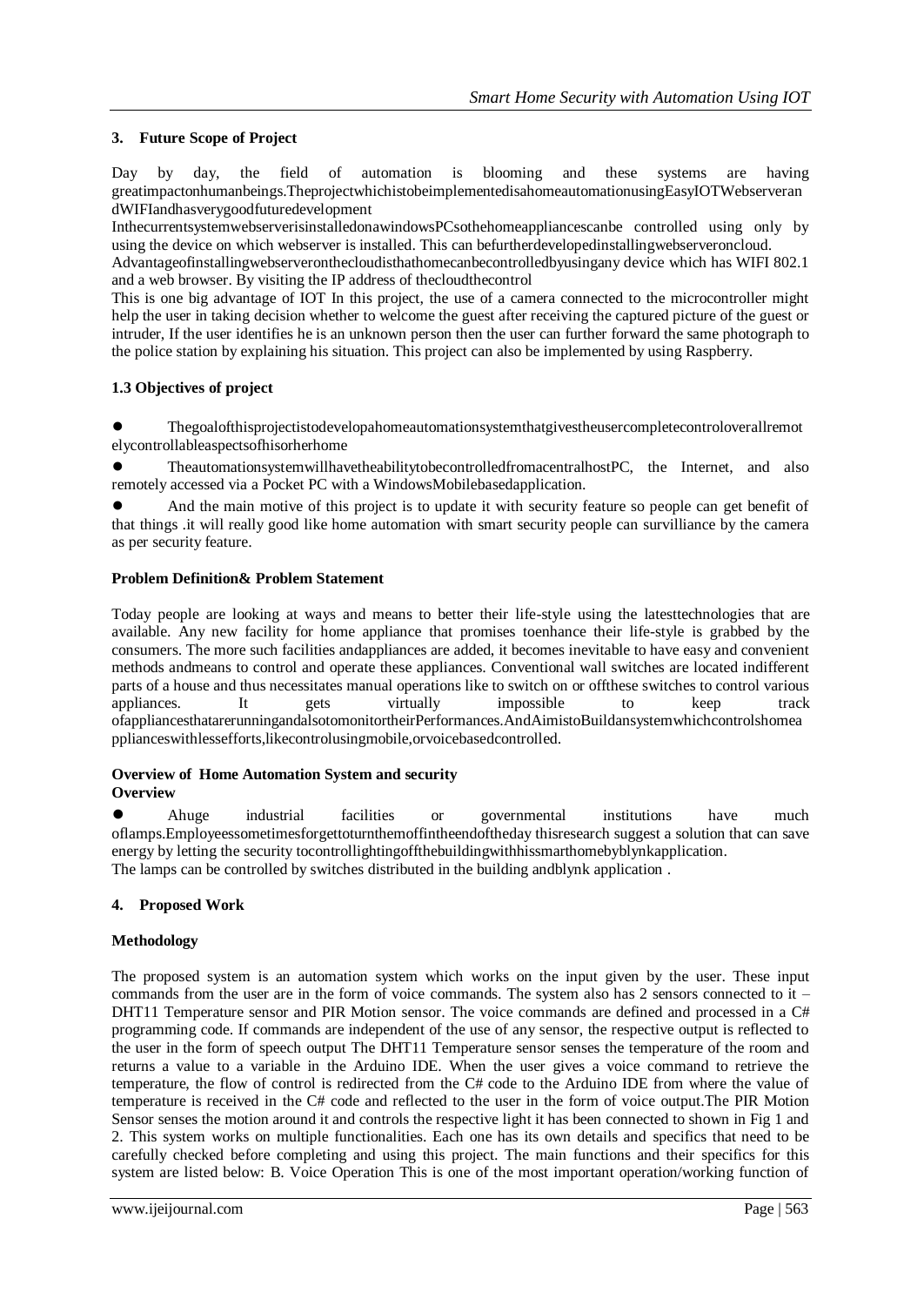### 3. Future Scope of Project

Day by day, the field of automation is blooming and these systems are having greatimpactonhumanbeings.TheprojectwhichistobeimplementedisahomeautomationusingEasyIOTWebserverandWIFIandhasverygoodfuturedevelopment

InthecurrentsystemwebserverisinstalledonawindowsPCsothehomeappliancescanbe controlled using only by using the device on which webserver is installed. This can befurtherdevelopedinstallingwebserveroncloud.

Advantageofinstallingwebserveronthecloudisthathomecanbecontrolledbyusingany device which has WIFI 802.1 and a web browser. By visiting the IP address of thecloudthecontrol

This is one big advantage of IOT In this project, the use of a camera connected to the microcontroller might help the user in taking decision whether to welcome the guest after receiving the captured picture of the guest or intruder, If the user identifies he is an unknown person then the user can further forward the same photograph to the police station by explaining his situation. This project can also be implemented by using Raspberry.

### 1.3 Objectives of project

- Thegoalofthisprojectistodevelopahomeautomationsystemthatgivestheusercompletecontroloverallremotelycontrollableaspectsofhisorherhome
- TheautomationsystemwillhavetheabilitytobecontrolledfromacentralhostPC, the Internet, and also remotely accessed via a Pocket PC with a WindowsMobilebasedapplication.
- And the main motive of this project is to update it with security feature so people can get benefit of that things .it will really good like home automation with smart security people can survilliance by the camera as per security feature.

### Problem Definition& Problem Statement

Today people are looking at ways and means to better their life-style using the latesttechnologies that are available. Any new facility for home appliance that promises toenhance their life-style is grabbed by the consumers. The more such facilities andappliances are added, it becomes inevitable to have easy and convenient methods andmeans to control and operate these appliances. Conventional wall switches are located indifferent parts of a house and thus necessitates manual operations like to switch on or offthese switches to control various appliances. It gets virtually impossible to keep track ofappliancesthatarerunningandalsotomonitortheirPerformances.AndAimistoBuildansystemwhichcontrolshomeapplianceswithlessefforts,likecontrolusingmobile,orvoicebasedcontrolled.

### Overview of Home Automation System and security

**Overview**

- Ahuge industrial facilities or governmental institutions have much oflamps.Employeessometimesforgettoturnthemoffintheendoftheday thisresearch suggest a solution that can save energy by letting the security tocontrollightingoffthebuildingwithhissmarthomebyblynkapplication.

The lamps can be controlled by switches distributed in the building andblynk application .

### 4. Proposed Work

**Methodology**

The proposed system is an automation system which works on the input given by the user. These input commands from the user are in the form of voice commands. The system also has 2 sensors connected to it – DHT11 Temperature sensor and PIR Motion sensor. The voice commands are defined and processed in a C# programming code. If commands are independent of the use of any sensor, the respective output is reflected to the user in the form of speech output The DHT11 Temperature sensor senses the temperature of the room and returns a value to a variable in the Arduino IDE. When the user gives a voice command to retrieve the temperature, the flow of control is redirected from the C# code to the Arduino IDE from where the value of temperature is received in the C# code and reflected to the user in the form of voice output.The PIR Motion Sensor senses the motion around it and controls the respective light it has been connected to shown in Fig 1 and 2. This system works on multiple functionalities. Each one has its own details and specifics that need to be carefully checked before completing and using this project. The main functions and their specifics for this system are listed below: B. Voice Operation This is one of the most important operation/working function of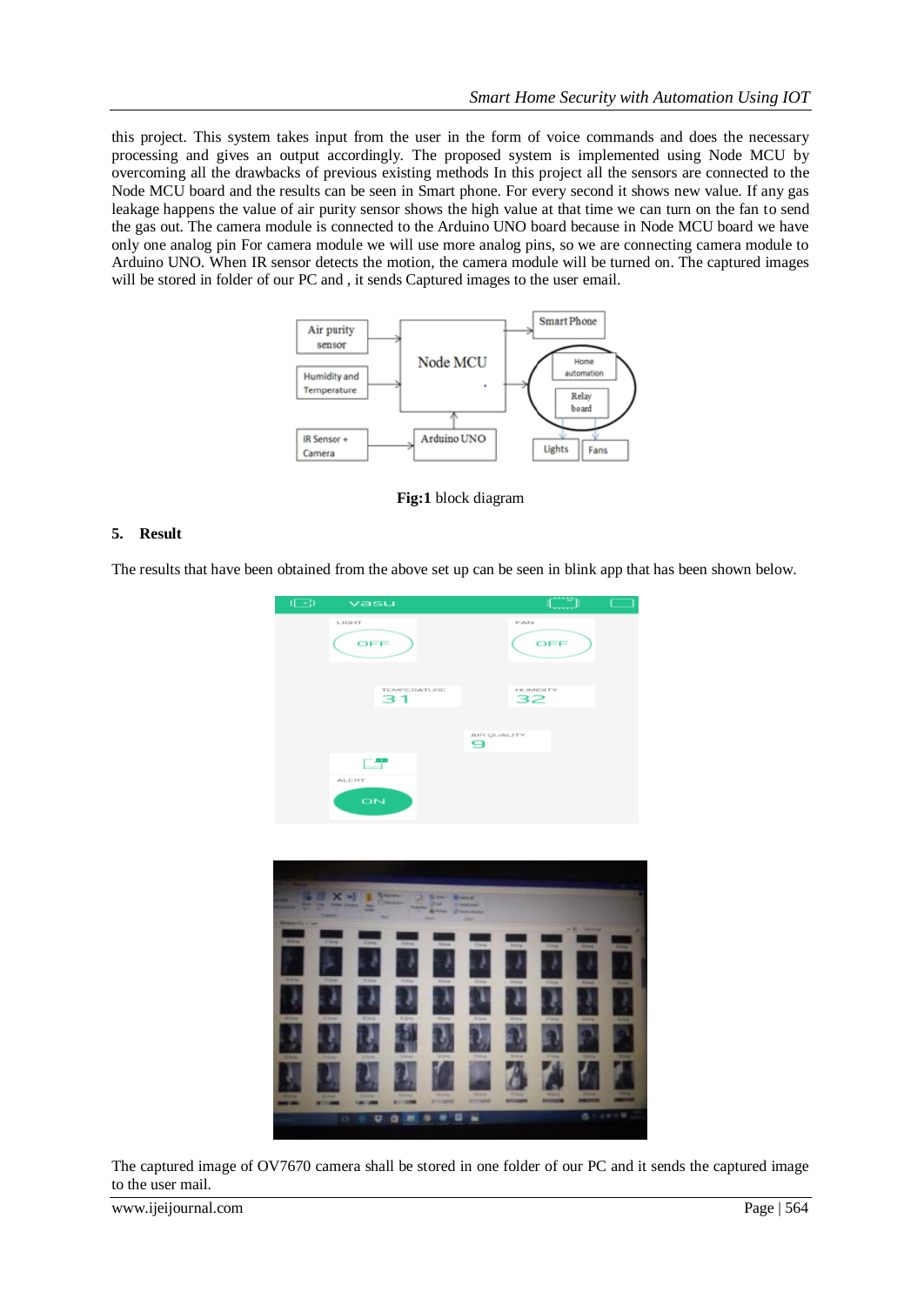this project. This system takes input from the user in the form of voice commands and does the necessary processing and gives an output accordingly. The proposed system is implemented using Node MCU by overcoming all the drawbacks of previous existing methods In this project all the sensors are connected to the Node MCU board and the results can be seen in Smart phone. For every second it shows new value. If any gas leakage happens the value of air purity sensor shows the high value at that time we can turn on the fan to send the gas out. The camera module is connected to the Arduino UNO board because in Node MCU board we have only one analog pin For camera module we will use more analog pins, so we are connecting camera module to Arduino UNO. When IR sensor detects the motion, the camera module will be turned on. The captured images will be stored in folder of our PC and , it sends Captured images to the user email.

Air purity sensor

Humidity and Temperature

IR Sensor + Camera

Node MCU

Arduino UNO

Smart Phone

Home automation

Relay board

Lights

Fans

**Fig:1** block diagram

## 5. Result

The results that have been obtained from the above set up can be seen in blink app that has been shown below.

vasu

LIGHT

OFF

FAN

OFF

TEMPERATURE

31

HUMIDITY

32

AIR QUALITY

9

ALERT

ON

The captured image of OV7670 camera shall be stored in one folder of our PC and it sends the captured image to the user mail.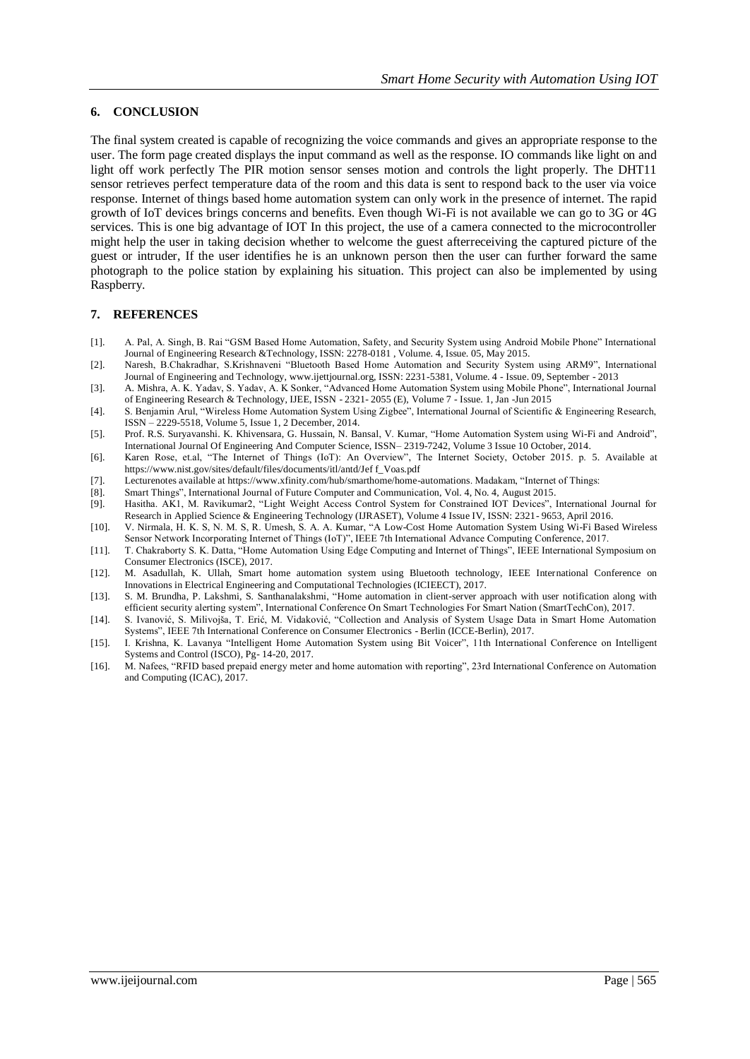## 6. CONCLUSION

The final system created is capable of recognizing the voice commands and gives an appropriate response to the user. The form page created displays the input command as well as the response. IO commands like light on and light off work perfectly The PIR motion sensor senses motion and controls the light properly. The DHT11 sensor retrieves perfect temperature data of the room and this data is sent to respond back to the user via voice response. Internet of things based home automation system can only work in the presence of internet. The rapid growth of IoT devices brings concerns and benefits. Even though Wi-Fi is not available we can go to 3G or 4G services. This is one big advantage of IOT In this project, the use of a camera connected to the microcontroller might help the user in taking decision whether to welcome the guest afterreceiving the captured picture of the guest or intruder, If the user identifies he is an unknown person then the user can further forward the same photograph to the police station by explaining his situation. This project can also be implemented by using Raspberry.

## 7. REFERENCES

[1]. A. Pal, A. Singh, B. Rai "GSM Based Home Automation, Safety, and Security System using Android Mobile Phone" International Journal of Engineering Research &Technology, ISSN: 2278-0181 , Volume. 4, Issue. 05, May 2015.

[2]. Naresh, B.Chakradhar, S.Krishnaveni "Bluetooth Based Home Automation and Security System using ARM9", International Journal of Engineering and Technology, www.ijettjournal.org, ISSN: 2231-5381, Volume. 4 - Issue. 09, September - 2013

[3]. A. Mishra, A. K. Yadav, S. Yadav, A. K Sonker, "Advanced Home Automation System using Mobile Phone", International Journal of Engineering Research & Technology, IJEE, ISSN - 2321- 2055 (E), Volume 7 - Issue. 1, Jan -Jun 2015

[4]. S. Benjamin Arul, "Wireless Home Automation System Using Zigbee", International Journal of Scientific & Engineering Research, ISSN – 2229-5518, Volume 5, Issue 1, 2 December, 2014.

[5]. Prof. R.S. Suryavanshi. K. Khivensara, G. Hussain, N. Bansal, V. Kumar, "Home Automation System using Wi-Fi and Android", International Journal Of Engineering And Computer Science, ISSN– 2319-7242, Volume 3 Issue 10 October, 2014.

[6]. Karen Rose, et.al, "The Internet of Things (IoT): An Overview", The Internet Society, October 2015. p. 5. Available at https://www.nist.gov/sites/default/files/documents/itl/antd/Jef f_Voas.pdf

[7]. Lecturenotes available at https://www.xfinity.com/hub/smarthome/home-automations. Madakam, "Internet of Things:

[8]. Smart Things", International Journal of Future Computer and Communication, Vol. 4, No. 4, August 2015.

[9]. Hasitha. AK1, M. Ravikumar2, "Light Weight Access Control System for Constrained IOT Devices", International Journal for Research in Applied Science & Engineering Technology (IJRASET), Volume 4 Issue IV, ISSN: 2321- 9653, April 2016.

[10]. V. Nirmala, H. K. S, N. M. S, R. Umesh, S. A. A. Kumar, "A Low-Cost Home Automation System Using Wi-Fi Based Wireless Sensor Network Incorporating Internet of Things (IoT)", IEEE 7th International Advance Computing Conference, 2017.

[11]. T. Chakraborty S. K. Datta, "Home Automation Using Edge Computing and Internet of Things", IEEE International Symposium on Consumer Electronics (ISCE), 2017.

[12]. M. Asadullah, K. Ullah, Smart home automation system using Bluetooth technology, IEEE International Conference on Innovations in Electrical Engineering and Computational Technologies (ICIEECT), 2017.

[13]. S. M. Brundha, P. Lakshmi, S. Santhanalakshmi, "Home automation in client-server approach with user notification along with efficient security alerting system", International Conference On Smart Technologies For Smart Nation (SmartTechCon), 2017.

[14]. S. Ivanović, S. Milivojša, T. Erić, M. Vidaković, "Collection and Analysis of System Usage Data in Smart Home Automation Systems", IEEE 7th International Conference on Consumer Electronics - Berlin (ICCE-Berlin), 2017.

[15]. I. Krishna, K. Lavanya "Intelligent Home Automation System using Bit Voicer", 11th International Conference on Intelligent Systems and Control (ISCO), Pg- 14-20, 2017.

[16]. M. Nafees, "RFID based prepaid energy meter and home automation with reporting", 23rd International Conference on Automation and Computing (ICAC), 2017.